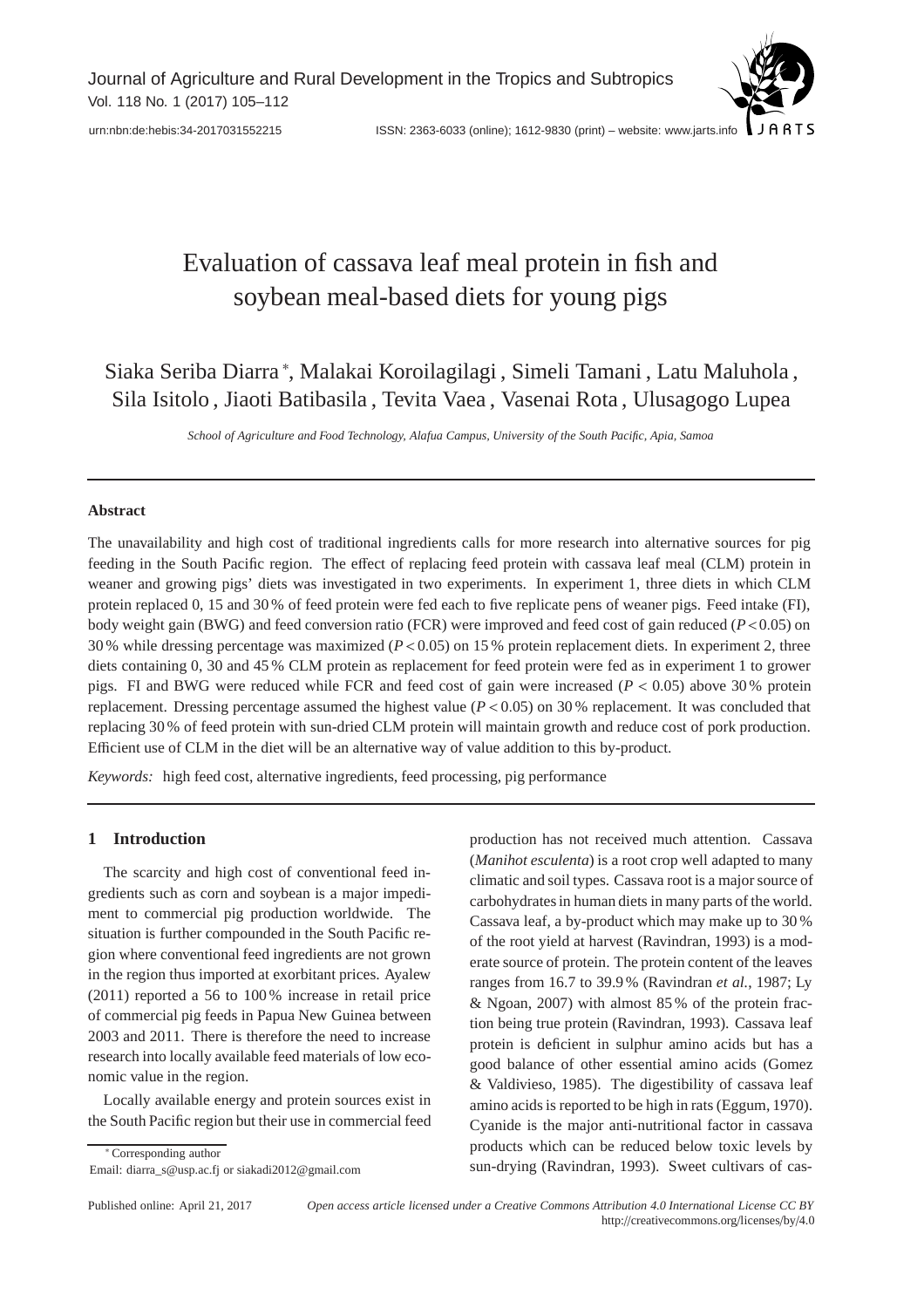# Evaluation of cassava leaf meal protein in fish and soybean meal-based diets for young pigs

Siaka Seriba Diarra*, Malakai Koroilagilagi, Simeli Tamani, Latu Maluhola, Sila Isitolo, Jiaoti Batibasila, Tevita Vaea, Vasenai Rota, Ulusagogo Lupea

*School of Agriculture and Food Technology, Alafua Campus, University of the South Pacific, Apia, Samoa*

---

**Abstract**

The unavailability and high cost of traditional ingredients calls for more research into alternative sources for pig feeding in the South Pacific region. The effect of replacing feed protein with cassava leaf meal (CLM) protein in weaner and growing pigs' diets was investigated in two experiments. In experiment 1, three diets in which CLM protein replaced 0, 15 and 30 % of feed protein were fed each to five replicate pens of weaner pigs. Feed intake (FI), body weight gain (BWG) and feed conversion ratio (FCR) were improved and feed cost of gain reduced ($P < 0.05$) on 30 % while dressing percentage was maximized ($P < 0.05$) on 15 % protein replacement diets. In experiment 2, three diets containing 0, 30 and 45 % CLM protein as replacement for feed protein were fed as in experiment 1 to grower pigs. FI and BWG were reduced while FCR and feed cost of gain were increased ($P < 0.05$) above 30 % protein replacement. Dressing percentage assumed the highest value ($P < 0.05$) on 30 % replacement. It was concluded that replacing 30 % of feed protein with sun-dried CLM protein will maintain growth and reduce cost of pork production. Efficient use of CLM in the diet will be an alternative way of value addition to this by-product.

*Keywords:* high feed cost, alternative ingredients, feed processing, pig performance

---

## 1 Introduction

The scarcity and high cost of conventional feed ingredients such as corn and soybean is a major impediment to commercial pig production worldwide. The situation is further compounded in the South Pacific region where conventional feed ingredients are not grown in the region thus imported at exorbitant prices. Ayalew (2011) reported a 56 to 100 % increase in retail price of commercial pig feeds in Papua New Guinea between 2003 and 2011. There is therefore the need to increase research into locally available feed materials of low economic value in the region.

Locally available energy and protein sources exist in the South Pacific region but their use in commercial feed production has not received much attention. Cassava (*Manihot esculenta*) is a root crop well adapted to many climatic and soil types. Cassava root is a major source of carbohydrates in human diets in many parts of the world. Cassava leaf, a by-product which may make up to 30 % of the root yield at harvest (Ravindran, 1993) is a moderate source of protein. The protein content of the leaves ranges from 16.7 to 39.9 % (Ravindran *et al.*, 1987; Ly & Ngoan, 2007) with almost 85 % of the protein fraction being true protein (Ravindran, 1993). Cassava leaf protein is deficient in sulphur amino acids but has a good balance of other essential amino acids (Gomez & Valdivieso, 1985). The digestibility of cassava leaf amino acids is reported to be high in rats (Eggum, 1970). Cyanide is the major anti-nutritional factor in cassava products which can be reduced below toxic levels by sun-drying (Ravindran, 1993). Sweet cultivars of cas-

---

* Corresponding author
Email: diarra_s@usp.ac.fj or siakadi2012@gmail.com

Published online: April 21, 2017

*Open access article licensed under a Creative Commons Attribution 4.0 International License CC BY* http://creativecommons.org/licenses/by/4.0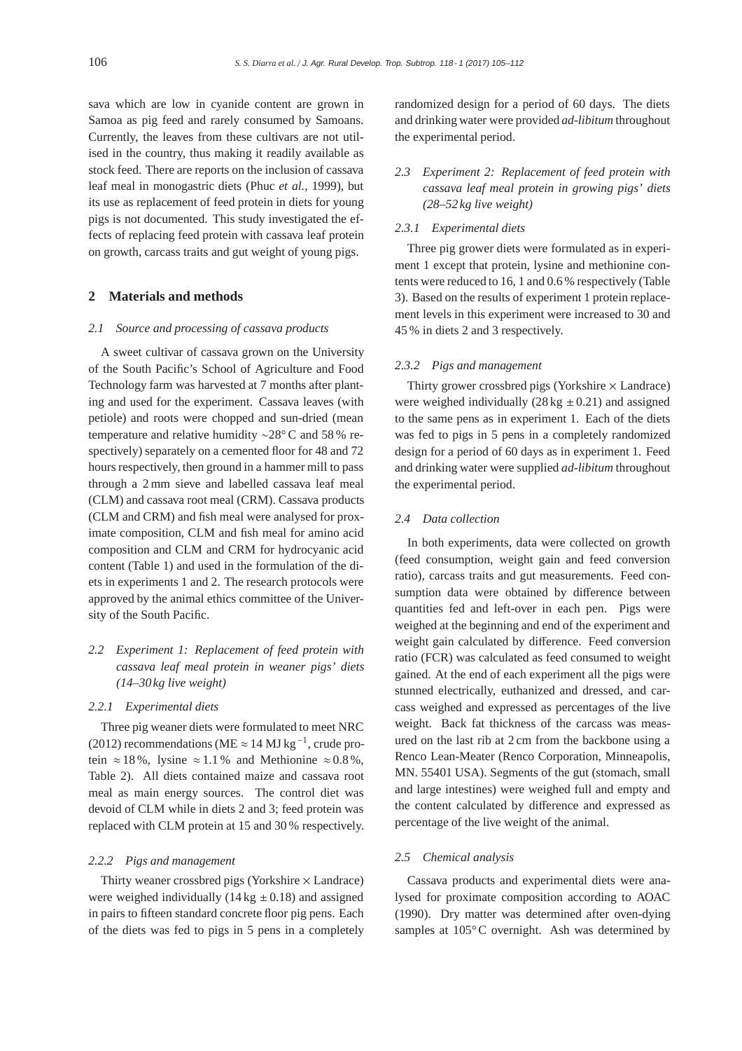sava which are low in cyanide content are grown in Samoa as pig feed and rarely consumed by Samoans. Currently, the leaves from these cultivars are not utilised in the country, thus making it readily available as stock feed. There are reports on the inclusion of cassava leaf meal in monogastric diets (Phuc *et al.*, 1999), but its use as replacement of feed protein in diets for young pigs is not documented. This study investigated the effects of replacing feed protein with cassava leaf protein on growth, carcass traits and gut weight of young pigs.

## 2 Materials and methods

### *2.1 Source and processing of cassava products*

A sweet cultivar of cassava grown on the University of the South Pacific's School of Agriculture and Food Technology farm was harvested at 7 months after planting and used for the experiment. Cassava leaves (with petiole) and roots were chopped and sun-dried (mean temperature and relative humidity ∼28° C and 58 % respectively) separately on a cemented floor for 48 and 72 hours respectively, then ground in a hammer mill to pass through a 2 mm sieve and labelled cassava leaf meal (CLM) and cassava root meal (CRM). Cassava products (CLM and CRM) and fish meal were analysed for proximate composition, CLM and fish meal for amino acid composition and CLM and CRM for hydrocyanic acid content (Table 1) and used in the formulation of the diets in experiments 1 and 2. The research protocols were approved by the animal ethics committee of the University of the South Pacific.

### *2.2 Experiment 1: Replacement of feed protein with cassava leaf meal protein in weaner pigs' diets (14–30 kg live weight)*

#### *2.2.1 Experimental diets*

Three pig weaner diets were formulated to meet NRC (2012) recommendations (ME ≈ 14 MJ kg$^{-1}$, crude protein ≈ 18 %, lysine ≈ 1.1 % and Methionine ≈ 0.8 %, Table 2). All diets contained maize and cassava root meal as main energy sources. The control diet was devoid of CLM while in diets 2 and 3; feed protein was replaced with CLM protein at 15 and 30 % respectively.

#### *2.2.2 Pigs and management*

Thirty weaner crossbred pigs (Yorkshire × Landrace) were weighed individually (14 kg ± 0.18) and assigned in pairs to fifteen standard concrete floor pig pens. Each of the diets was fed to pigs in 5 pens in a completely randomized design for a period of 60 days. The diets and drinking water were provided *ad-libitum* throughout the experimental period.

### *2.3 Experiment 2: Replacement of feed protein with cassava leaf meal protein in growing pigs' diets (28–52 kg live weight)*

#### *2.3.1 Experimental diets*

Three pig grower diets were formulated as in experiment 1 except that protein, lysine and methionine contents were reduced to 16, 1 and 0.6 % respectively (Table 3). Based on the results of experiment 1 protein replacement levels in this experiment were increased to 30 and 45 % in diets 2 and 3 respectively.

#### *2.3.2 Pigs and management*

Thirty grower crossbred pigs (Yorkshire × Landrace) were weighed individually (28 kg ± 0.21) and assigned to the same pens as in experiment 1. Each of the diets was fed to pigs in 5 pens in a completely randomized design for a period of 60 days as in experiment 1. Feed and drinking water were supplied *ad-libitum* throughout the experimental period.

### *2.4 Data collection*

In both experiments, data were collected on growth (feed consumption, weight gain and feed conversion ratio), carcass traits and gut measurements. Feed consumption data were obtained by difference between quantities fed and left-over in each pen. Pigs were weighed at the beginning and end of the experiment and weight gain calculated by difference. Feed conversion ratio (FCR) was calculated as feed consumed to weight gained. At the end of each experiment all the pigs were stunned electrically, euthanized and dressed, and carcass weighed and expressed as percentages of the live weight. Back fat thickness of the carcass was measured on the last rib at 2 cm from the backbone using a Renco Lean-Meater (Renco Corporation, Minneapolis, MN. 55401 USA). Segments of the gut (stomach, small and large intestines) were weighed full and empty and the content calculated by difference and expressed as percentage of the live weight of the animal.

### *2.5 Chemical analysis*

Cassava products and experimental diets were analysed for proximate composition according to AOAC (1990). Dry matter was determined after oven-dying samples at 105° C overnight. Ash was determined by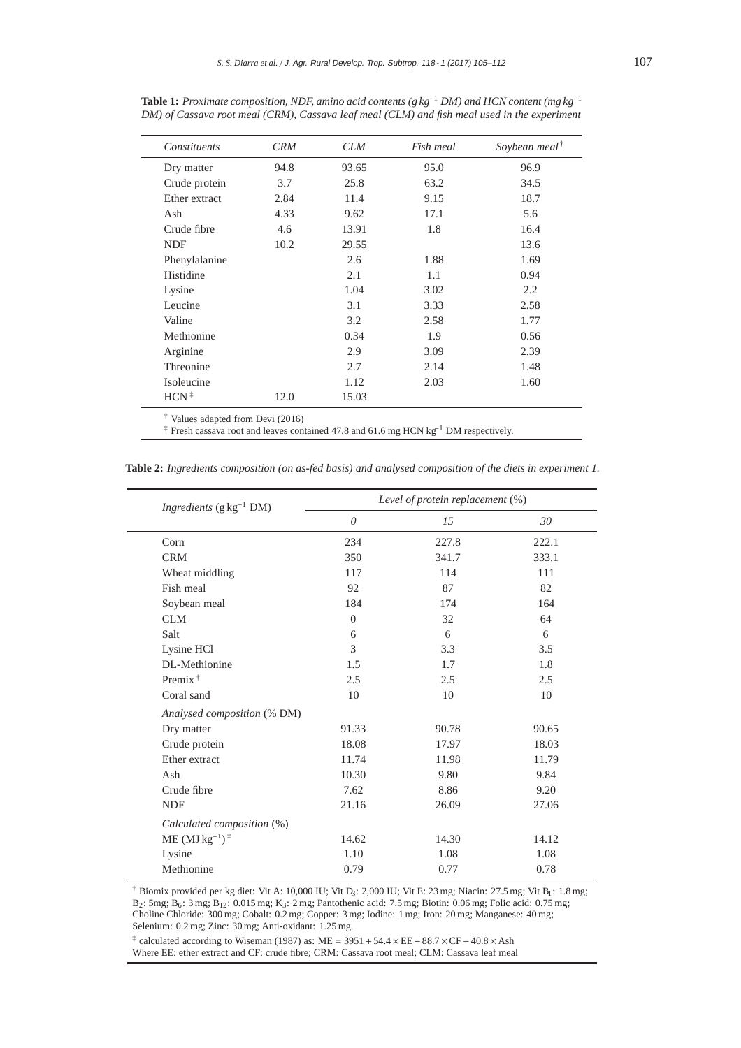**Table 1:** *Proximate composition, NDF, amino acid contents (g kg$^{-1}$ DM) and HCN content (mg kg$^{-1}$ DM) of Cassava root meal (CRM), Cassava leaf meal (CLM) and fish meal used in the experiment*

| *Constituents* | *CRM* | *CLM* | *Fish meal* | *Soybean meal*[†] |
|---|---|---|---|---|
| Dry matter | 94.8 | 93.65 | 95.0 | 96.9 |
| Crude protein | 3.7 | 25.8 | 63.2 | 34.5 |
| Ether extract | 2.84 | 11.4 | 9.15 | 18.7 |
| Ash | 4.33 | 9.62 | 17.1 | 5.6 |
| Crude fibre | 4.6 | 13.91 | 1.8 | 16.4 |
| NDF | 10.2 | 29.55 | | 13.6 |
| Phenylalanine | | 2.6 | 1.88 | 1.69 |
| Histidine | | 2.1 | 1.1 | 0.94 |
| Lysine | | 1.04 | 3.02 | 2.2 |
| Leucine | | 3.1 | 3.33 | 2.58 |
| Valine | | 3.2 | 2.58 | 1.77 |
| Methionine | | 0.34 | 1.9 | 0.56 |
| Arginine | | 2.9 | 3.09 | 2.39 |
| Threonine | | 2.7 | 2.14 | 1.48 |
| Isoleucine | | 1.12 | 2.03 | 1.60 |
| HCN[‡] | 12.0 | 15.03 | | |

[†] Values adapted from Devi (2016)
[‡] Fresh cassava root and leaves contained 47.8 and 61.6 mg HCN kg$^{-1}$ DM respectively.

**Table 2:** *Ingredients composition (on as-fed basis) and analysed composition of the diets in experiment 1.*

| *Ingredients* (g kg$^{-1}$ DM) | *Level of protein replacement* (%) | | |
|---|---|---|---|
| | *0* | *15* | *30* |
| Corn | 234 | 227.8 | 222.1 |
| CRM | 350 | 341.7 | 333.1 |
| Wheat middling | 117 | 114 | 111 |
| Fish meal | 92 | 87 | 82 |
| Soybean meal | 184 | 174 | 164 |
| CLM | 0 | 32 | 64 |
| Salt | 6 | 6 | 6 |
| Lysine HCl | 3 | 3.3 | 3.5 |
| DL-Methionine | 1.5 | 1.7 | 1.8 |
| Premix[†] | 2.5 | 2.5 | 2.5 |
| Coral sand | 10 | 10 | 10 |
| *Analysed composition* (% DM) | | | |
| Dry matter | 91.33 | 90.78 | 90.65 |
| Crude protein | 18.08 | 17.97 | 18.03 |
| Ether extract | 11.74 | 11.98 | 11.79 |
| Ash | 10.30 | 9.80 | 9.84 |
| Crude fibre | 7.62 | 8.86 | 9.20 |
| NDF | 21.16 | 26.09 | 27.06 |
| *Calculated composition* (%) | | | |
| ME (MJ kg$^{-1}$)[‡] | 14.62 | 14.30 | 14.12 |
| Lysine | 1.10 | 1.08 | 1.08 |
| Methionine | 0.79 | 0.77 | 0.78 |

[†] Biomix provided per kg diet: Vit A: 10,000 IU; Vit $D_3$: 2,000 IU; Vit E: 23 mg; Niacin: 27.5 mg; Vit $B_1$: 1.8 mg; $B_2$: 5mg; $B_6$: 3 mg; $B_{12}$: 0.015 mg; $K_3$: 2 mg; Pantothenic acid: 7.5 mg; Biotin: 0.06 mg; Folic acid: 0.75 mg; Choline Chloride: 300 mg; Cobalt: 0.2 mg; Copper: 3 mg; Iodine: 1 mg; Iron: 20 mg; Manganese: 40 mg; Selenium: 0.2 mg; Zinc: 30 mg; Anti-oxidant: 1.25 mg.

[‡] calculated according to Wiseman (1987) as: $ME = 3951 + 54.4 \times EE - 88.7 \times CF - 40.8 \times Ash$
Where EE: ether extract and CF: crude fibre; CRM: Cassava root meal; CLM: Cassava leaf meal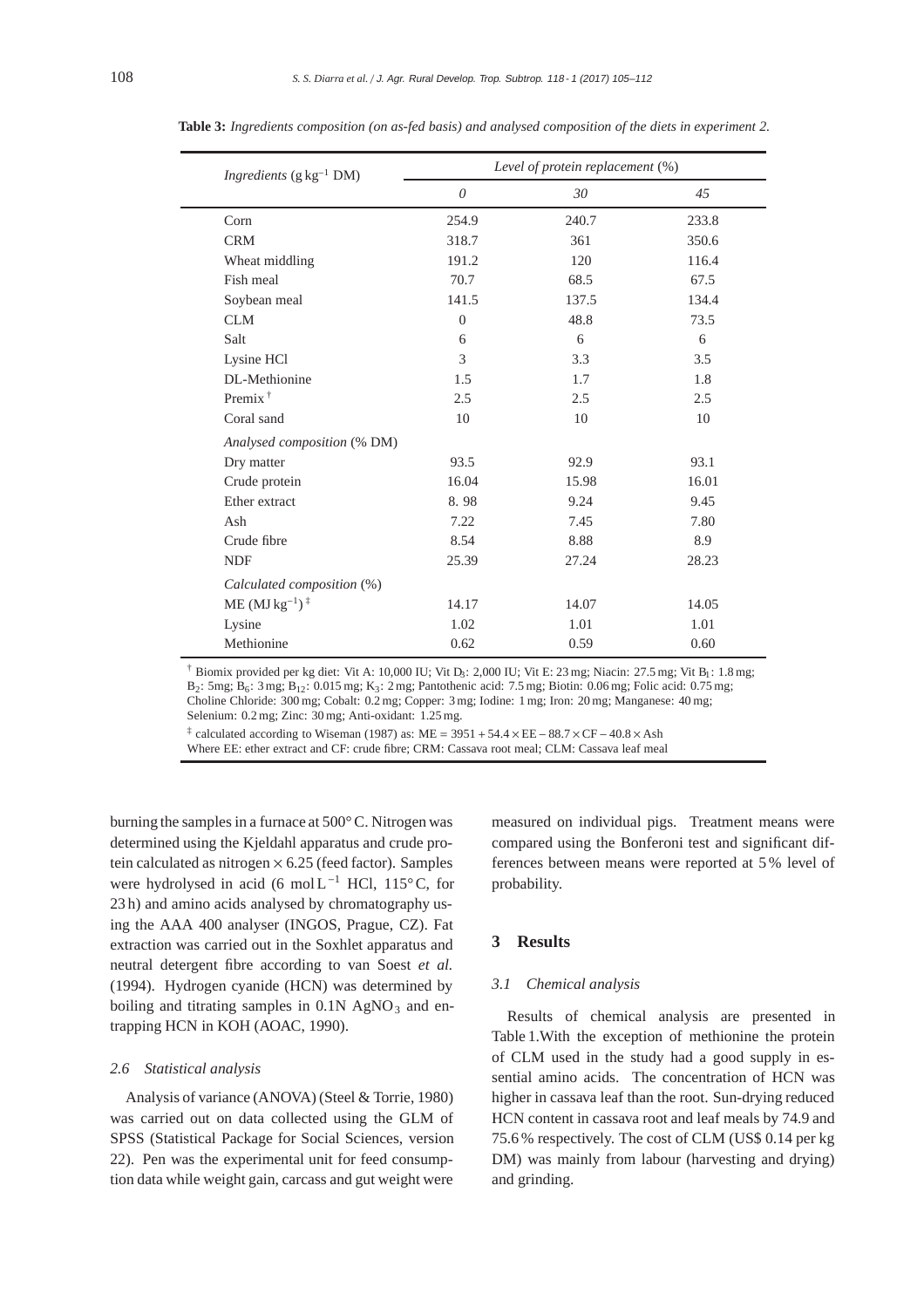**Table 3:** *Ingredients composition (on as-fed basis) and analysed composition of the diets in experiment 2.*

| *Ingredients* (g kg$^{-1}$ DM) | *Level of protein replacement* (%) | | |
|---|---|---|---|
| | *0* | *30* | *45* |
| Corn | 254.9 | 240.7 | 233.8 |
| CRM | 318.7 | 361 | 350.6 |
| Wheat middling | 191.2 | 120 | 116.4 |
| Fish meal | 70.7 | 68.5 | 67.5 |
| Soybean meal | 141.5 | 137.5 | 134.4 |
| CLM | 0 | 48.8 | 73.5 |
| Salt | 6 | 6 | 6 |
| Lysine HCl | 3 | 3.3 | 3.5 |
| DL-Methionine | 1.5 | 1.7 | 1.8 |
| Premix [†] | 2.5 | 2.5 | 2.5 |
| Coral sand | 10 | 10 | 10 |
| *Analysed composition* (% DM) | | | |
| Dry matter | 93.5 | 92.9 | 93.1 |
| Crude protein | 16.04 | 15.98 | 16.01 |
| Ether extract | 8. 98 | 9.24 | 9.45 |
| Ash | 7.22 | 7.45 | 7.80 |
| Crude fibre | 8.54 | 8.88 | 8.9 |
| NDF | 25.39 | 27.24 | 28.23 |
| *Calculated composition* (%) | | | |
| ME (MJ kg$^{-1}$) [‡] | 14.17 | 14.07 | 14.05 |
| Lysine | 1.02 | 1.01 | 1.01 |
| Methionine | 0.62 | 0.59 | 0.60 |

[†] Biomix provided per kg diet: Vit A: 10,000 IU; Vit $D_3$: 2,000 IU; Vit E: 23 mg; Niacin: 27.5 mg; Vit $B_1$: 1.8 mg; $B_2$: 5mg; $B_6$: 3 mg; $B_{12}$: 0.015 mg; $K_3$: 2 mg; Pantothenic acid: 7.5 mg; Biotin: 0.06 mg; Folic acid: 0.75 mg; Choline Chloride: 300 mg; Cobalt: 0.2 mg; Copper: 3 mg; Iodine: 1 mg; Iron: 20 mg; Manganese: 40 mg; Selenium: 0.2 mg; Zinc: 30 mg; Anti-oxidant: 1.25 mg.

[‡] calculated according to Wiseman (1987) as: $ME = 3951 + 54.4 \times EE - 88.7 \times CF - 40.8 \times Ash$
Where EE: ether extract and CF: crude fibre; CRM: Cassava root meal; CLM: Cassava leaf meal

burning the samples in a furnace at 500° C. Nitrogen was determined using the Kjeldahl apparatus and crude protein calculated as nitrogen × 6.25 (feed factor). Samples were hydrolysed in acid (6 mol L$^{-1}$ HCl, 115° C, for 23 h) and amino acids analysed by chromatography using the AAA 400 analyser (INGOS, Prague, CZ). Fat extraction was carried out in the Soxhlet apparatus and neutral detergent fibre according to van Soest *et al.* (1994). Hydrogen cyanide (HCN) was determined by boiling and titrating samples in 0.1N $AgNO_3$ and entrapping HCN in KOH (AOAC, 1990).

### 2.6 Statistical analysis

Analysis of variance (ANOVA) (Steel & Torrie, 1980) was carried out on data collected using the GLM of SPSS (Statistical Package for Social Sciences, version 22). Pen was the experimental unit for feed consumption data while weight gain, carcass and gut weight were measured on individual pigs. Treatment means were compared using the Bonferoni test and significant differences between means were reported at 5 % level of probability.

## 3 Results

### 3.1 Chemical analysis

Results of chemical analysis are presented in Table 1.With the exception of methionine the protein of CLM used in the study had a good supply in essential amino acids. The concentration of HCN was higher in cassava leaf than the root. Sun-drying reduced HCN content in cassava root and leaf meals by 74.9 and 75.6 % respectively. The cost of CLM (US$ 0.14 per kg DM) was mainly from labour (harvesting and drying) and grinding.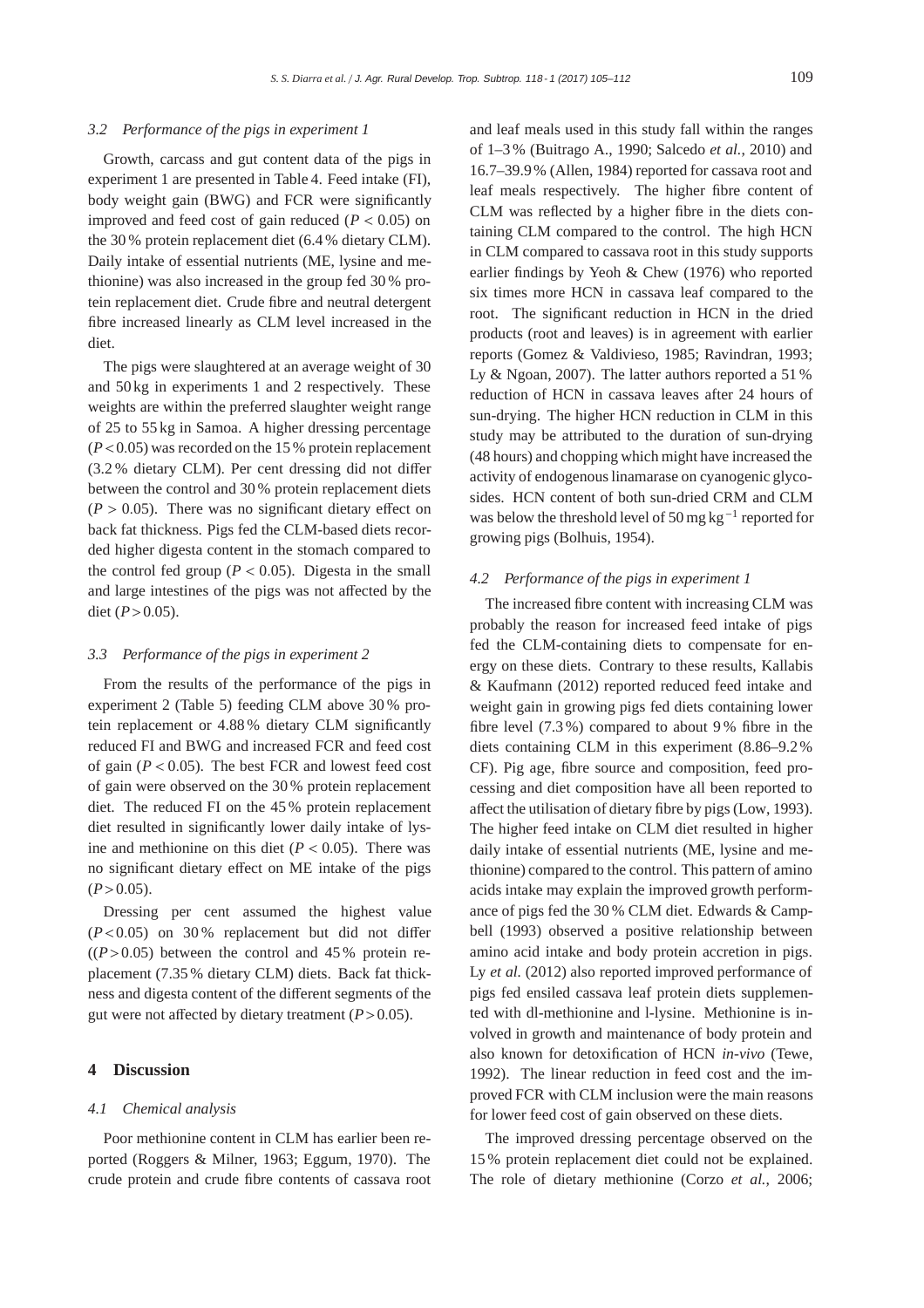### 3.2 Performance of the pigs in experiment 1

Growth, carcass and gut content data of the pigs in experiment 1 are presented in Table 4. Feed intake (FI), body weight gain (BWG) and FCR were significantly improved and feed cost of gain reduced ($P < 0.05$) on the 30 % protein replacement diet (6.4 % dietary CLM). Daily intake of essential nutrients (ME, lysine and methionine) was also increased in the group fed 30 % protein replacement diet. Crude fibre and neutral detergent fibre increased linearly as CLM level increased in the diet.

The pigs were slaughtered at an average weight of 30 and 50 kg in experiments 1 and 2 respectively. These weights are within the preferred slaughter weight range of 25 to 55 kg in Samoa. A higher dressing percentage ($P < 0.05$) was recorded on the 15 % protein replacement (3.2 % dietary CLM). Per cent dressing did not differ between the control and 30 % protein replacement diets ($P > 0.05$). There was no significant dietary effect on back fat thickness. Pigs fed the CLM-based diets recorded higher digesta content in the stomach compared to the control fed group ($P < 0.05$). Digesta in the small and large intestines of the pigs was not affected by the diet ($P > 0.05$).

### 3.3 Performance of the pigs in experiment 2

From the results of the performance of the pigs in experiment 2 (Table 5) feeding CLM above 30 % protein replacement or 4.88 % dietary CLM significantly reduced FI and BWG and increased FCR and feed cost of gain ($P < 0.05$). The best FCR and lowest feed cost of gain were observed on the 30 % protein replacement diet. The reduced FI on the 45 % protein replacement diet resulted in significantly lower daily intake of lysine and methionine on this diet ($P < 0.05$). There was no significant dietary effect on ME intake of the pigs ($P > 0.05$).

Dressing per cent assumed the highest value ($P < 0.05$) on 30 % replacement but did not differ (($P > 0.05$) between the control and 45 % protein replacement (7.35 % dietary CLM) diets. Back fat thickness and digesta content of the different segments of the gut were not affected by dietary treatment ($P > 0.05$).

## 4 Discussion

### 4.1 Chemical analysis

Poor methionine content in CLM has earlier been reported (Roggers & Milner, 1963; Eggum, 1970). The crude protein and crude fibre contents of cassava root and leaf meals used in this study fall within the ranges of 1–3 % (Buitrago A., 1990; Salcedo *et al.*, 2010) and 16.7–39.9 % (Allen, 1984) reported for cassava root and leaf meals respectively. The higher fibre content of CLM was reflected by a higher fibre in the diets containing CLM compared to the control. The high HCN in CLM compared to cassava root in this study supports earlier findings by Yeoh & Chew (1976) who reported six times more HCN in cassava leaf compared to the root. The significant reduction in HCN in the dried products (root and leaves) is in agreement with earlier reports (Gomez & Valdivieso, 1985; Ravindran, 1993; Ly & Ngoan, 2007). The latter authors reported a 51 % reduction of HCN in cassava leaves after 24 hours of sun-drying. The higher HCN reduction in CLM in this study may be attributed to the duration of sun-drying (48 hours) and chopping which might have increased the activity of endogenous linamarase on cyanogenic glycosides. HCN content of both sun-dried CRM and CLM was below the threshold level of 50 mg kg$^{-1}$ reported for growing pigs (Bolhuis, 1954).

### 4.2 Performance of the pigs in experiment 1

The increased fibre content with increasing CLM was probably the reason for increased feed intake of pigs fed the CLM-containing diets to compensate for energy on these diets. Contrary to these results, Kallabis & Kaufmann (2012) reported reduced feed intake and weight gain in growing pigs fed diets containing lower fibre level (7.3 %) compared to about 9 % fibre in the diets containing CLM in this experiment (8.86–9.2 % CF). Pig age, fibre source and composition, feed processing and diet composition have all been reported to affect the utilisation of dietary fibre by pigs (Low, 1993). The higher feed intake on CLM diet resulted in higher daily intake of essential nutrients (ME, lysine and methionine) compared to the control. This pattern of amino acids intake may explain the improved growth performance of pigs fed the 30 % CLM diet. Edwards & Campbell (1993) observed a positive relationship between amino acid intake and body protein accretion in pigs. Ly *et al.* (2012) also reported improved performance of pigs fed ensiled cassava leaf protein diets supplemented with dl-methionine and l-lysine. Methionine is involved in growth and maintenance of body protein and also known for detoxification of HCN *in-vivo* (Tewe, 1992). The linear reduction in feed cost and the improved FCR with CLM inclusion were the main reasons for lower feed cost of gain observed on these diets.

The improved dressing percentage observed on the 15 % protein replacement diet could not be explained. The role of dietary methionine (Corzo *et al.*, 2006;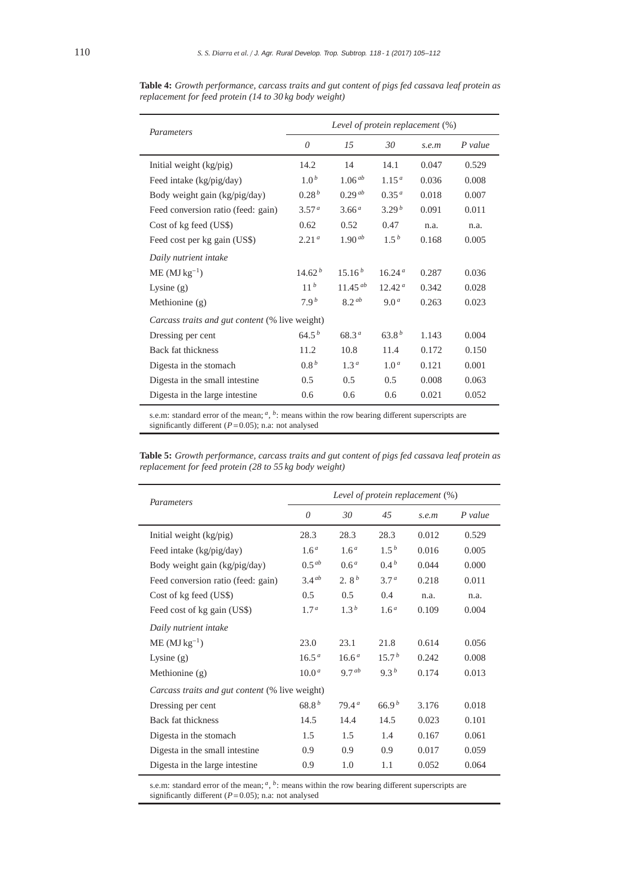**Table 4:** *Growth performance, carcass traits and gut content of pigs fed cassava leaf protein as replacement for feed protein (14 to 30 kg body weight)*

| *Parameters* | *Level of protein replacement* (%) | | | | |
|---|---|---|---|---|---|
| | *0* | *15* | *30* | *s.e.m* | *P value* |
| Initial weight (kg/pig) | 14.2 | 14 | 14.1 | 0.047 | 0.529 |
| Feed intake (kg/pig/day) | $1.0^{b}$ | $1.06^{ab}$ | $1.15^{a}$ | 0.036 | 0.008 |
| Body weight gain (kg/pig/day) | $0.28^{b}$ | $0.29^{ab}$ | $0.35^{a}$ | 0.018 | 0.007 |
| Feed conversion ratio (feed: gain) | $3.57^{a}$ | $3.66^{a}$ | $3.29^{b}$ | 0.091 | 0.011 |
| Cost of kg feed (US$) | 0.62 | 0.52 | 0.47 | n.a. | n.a. |
| Feed cost per kg gain (US$) | $2.21^{a}$ | $1.90^{ab}$ | $1.5^{b}$ | 0.168 | 0.005 |
| *Daily nutrient intake* | | | | | |
| ME ($MJ\,kg^{-1}$) | $14.62^{b}$ | $15.16^{b}$ | $16.24^{a}$ | 0.287 | 0.036 |
| Lysine (g) | $11^{b}$ | $11.45^{ab}$ | $12.42^{a}$ | 0.342 | 0.028 |
| Methionine (g) | $7.9^{b}$ | $8.2^{ab}$ | $9.0^{a}$ | 0.263 | 0.023 |
| *Carcass traits and gut content* (% live weight) | | | | | |
| Dressing per cent | $64.5^{b}$ | $68.3^{a}$ | $63.8^{b}$ | 1.143 | 0.004 |
| Back fat thickness | 11.2 | 10.8 | 11.4 | 0.172 | 0.150 |
| Digesta in the stomach | $0.8^{b}$ | $1.3^{a}$ | $1.0^{a}$ | 0.121 | 0.001 |
| Digesta in the small intestine | 0.5 | 0.5 | 0.5 | 0.008 | 0.063 |
| Digesta in the large intestine | 0.6 | 0.6 | 0.6 | 0.021 | 0.052 |

s.e.m: standard error of the mean; $^{a}$, $^{b}$: means within the row bearing different superscripts are significantly different ($P = 0.05$); n.a: not analysed

**Table 5:** *Growth performance, carcass traits and gut content of pigs fed cassava leaf protein as replacement for feed protein (28 to 55 kg body weight)*

| *Parameters* | *Level of protein replacement* (%) | | | | |
|---|---|---|---|---|---|
| | *0* | *30* | *45* | *s.e.m* | *P value* |
| Initial weight (kg/pig) | 28.3 | 28.3 | 28.3 | 0.012 | 0.529 |
| Feed intake (kg/pig/day) | $1.6^{a}$ | $1.6^{a}$ | $1.5^{b}$ | 0.016 | 0.005 |
| Body weight gain (kg/pig/day) | $0.5^{ab}$ | $0.6^{a}$ | $0.4^{b}$ | 0.044 | 0.000 |
| Feed conversion ratio (feed: gain) | $3.4^{ab}$ | $2.8^{b}$ | $3.7^{a}$ | 0.218 | 0.011 |
| Cost of kg feed (US$) | 0.5 | 0.5 | 0.4 | n.a. | n.a. |
| Feed cost of kg gain (US$) | $1.7^{a}$ | $1.3^{b}$ | $1.6^{a}$ | 0.109 | 0.004 |
| *Daily nutrient intake* | | | | | |
| ME ($MJ\,kg^{-1}$) | 23.0 | 23.1 | 21.8 | 0.614 | 0.056 |
| Lysine (g) | $16.5^{a}$ | $16.6^{a}$ | $15.7^{b}$ | 0.242 | 0.008 |
| Methionine (g) | $10.0^{a}$ | $9.7^{ab}$ | $9.3^{b}$ | 0.174 | 0.013 |
| *Carcass traits and gut content* (% live weight) | | | | | |
| Dressing per cent | $68.8^{b}$ | $79.4^{a}$ | $66.9^{b}$ | 3.176 | 0.018 |
| Back fat thickness | 14.5 | 14.4 | 14.5 | 0.023 | 0.101 |
| Digesta in the stomach | 1.5 | 1.5 | 1.4 | 0.167 | 0.061 |
| Digesta in the small intestine | 0.9 | 0.9 | 0.9 | 0.017 | 0.059 |
| Digesta in the large intestine | 0.9 | 1.0 | 1.1 | 0.052 | 0.064 |

s.e.m: standard error of the mean; $^{a}$, $^{b}$: means within the row bearing different superscripts are significantly different ($P = 0.05$); n.a: not analysed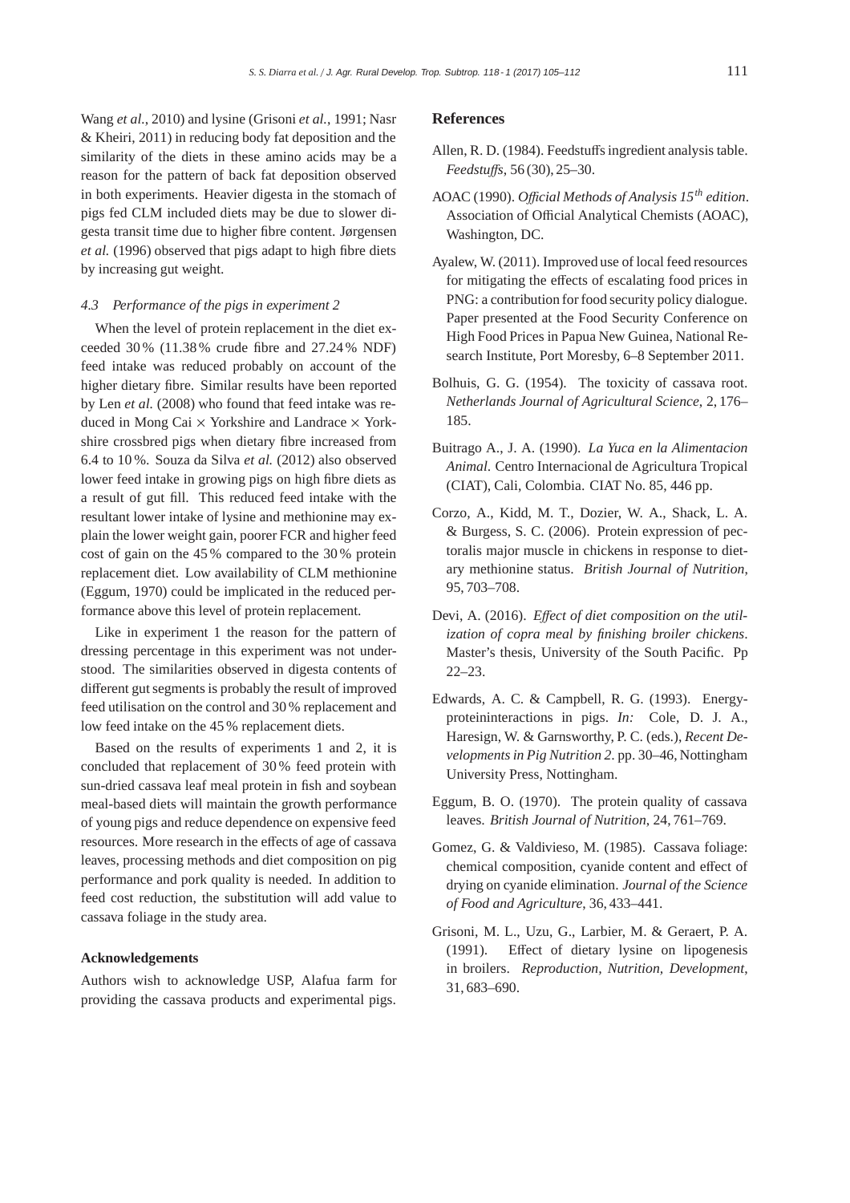Wang *et al.*, 2010) and lysine (Grisoni *et al.*, 1991; Nasr & Kheiri, 2011) in reducing body fat deposition and the similarity of the diets in these amino acids may be a reason for the pattern of back fat deposition observed in both experiments. Heavier digesta in the stomach of pigs fed CLM included diets may be due to slower digesta transit time due to higher fibre content. Jørgensen *et al.* (1996) observed that pigs adapt to high fibre diets by increasing gut weight.

### 4.3 Performance of the pigs in experiment 2

When the level of protein replacement in the diet exceeded 30 % (11.38 % crude fibre and 27.24 % NDF) feed intake was reduced probably on account of the higher dietary fibre. Similar results have been reported by Len *et al.* (2008) who found that feed intake was reduced in Mong Cai × Yorkshire and Landrace × Yorkshire crossbred pigs when dietary fibre increased from 6.4 to 10 %. Souza da Silva *et al.* (2012) also observed lower feed intake in growing pigs on high fibre diets as a result of gut fill. This reduced feed intake with the resultant lower intake of lysine and methionine may explain the lower weight gain, poorer FCR and higher feed cost of gain on the 45 % compared to the 30 % protein replacement diet. Low availability of CLM methionine (Eggum, 1970) could be implicated in the reduced performance above this level of protein replacement.

Like in experiment 1 the reason for the pattern of dressing percentage in this experiment was not understood. The similarities observed in digesta contents of different gut segments is probably the result of improved feed utilisation on the control and 30 % replacement and low feed intake on the 45 % replacement diets.

Based on the results of experiments 1 and 2, it is concluded that replacement of 30 % feed protein with sun-dried cassava leaf meal protein in fish and soybean meal-based diets will maintain the growth performance of young pigs and reduce dependence on expensive feed resources. More research in the effects of age of cassava leaves, processing methods and diet composition on pig performance and pork quality is needed. In addition to feed cost reduction, the substitution will add value to cassava foliage in the study area.

#### Acknowledgements

Authors wish to acknowledge USP, Alafua farm for providing the cassava products and experimental pigs.

## References

Allen, R. D. (1984). Feedstuffs ingredient analysis table. *Feedstuffs*, 56 (30), 25–30.

AOAC (1990). *Official Methods of Analysis 15^th edition*. Association of Official Analytical Chemists (AOAC), Washington, DC.

Ayalew, W. (2011). Improved use of local feed resources for mitigating the effects of escalating food prices in PNG: a contribution for food security policy dialogue. Paper presented at the Food Security Conference on High Food Prices in Papua New Guinea, National Research Institute, Port Moresby, 6–8 September 2011.

Bolhuis, G. G. (1954). The toxicity of cassava root. *Netherlands Journal of Agricultural Science*, 2, 176–185.

Buitrago A., J. A. (1990). *La Yuca en la Alimentacion Animal*. Centro Internacional de Agricultura Tropical (CIAT), Cali, Colombia. CIAT No. 85, 446 pp.

Corzo, A., Kidd, M. T., Dozier, W. A., Shack, L. A. & Burgess, S. C. (2006). Protein expression of pectoralis major muscle in chickens in response to dietary methionine status. *British Journal of Nutrition*, 95, 703–708.

Devi, A. (2016). *Effect of diet composition on the utilization of copra meal by finishing broiler chickens*. Master's thesis, University of the South Pacific. Pp 22–23.

Edwards, A. C. & Campbell, R. G. (1993). Energy-proteininteractions in pigs. *In:* Cole, D. J. A., Haresign, W. & Garnsworthy, P. C. (eds.), *Recent Developments in Pig Nutrition 2*. pp. 30–46, Nottingham University Press, Nottingham.

Eggum, B. O. (1970). The protein quality of cassava leaves. *British Journal of Nutrition*, 24, 761–769.

Gomez, G. & Valdivieso, M. (1985). Cassava foliage: chemical composition, cyanide content and effect of drying on cyanide elimination. *Journal of the Science of Food and Agriculture*, 36, 433–441.

Grisoni, M. L., Uzu, G., Larbier, M. & Geraert, P. A. (1991). Effect of dietary lysine on lipogenesis in broilers. *Reproduction, Nutrition, Development*, 31, 683–690.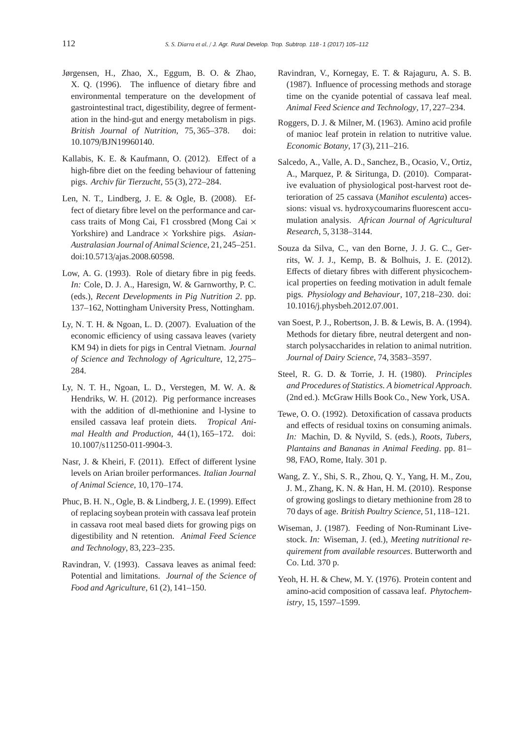Jørgensen, H., Zhao, X., Eggum, B. O. & Zhao, X. Q. (1996). The influence of dietary fibre and environmental temperature on the development of gastrointestinal tract, digestibility, degree of fermentation in the hind-gut and energy metabolism in pigs. *British Journal of Nutrition*, 75, 365–378. doi: 10.1079/BJN19960140.

Kallabis, K. E. & Kaufmann, O. (2012). Effect of a high-fibre diet on the feeding behaviour of fattening pigs. *Archiv für Tierzucht*, 55 (3), 272–284.

Len, N. T., Lindberg, J. E. & Ogle, B. (2008). Effect of dietary fibre level on the performance and carcass traits of Mong Cai, F1 crossbred (Mong Cai × Yorkshire) and Landrace × Yorkshire pigs. *Asian-Australasian Journal of Animal Science*, 21, 245–251. doi:10.5713/ajas.2008.60598.

Low, A. G. (1993). Role of dietary fibre in pig feeds. *In:* Cole, D. J. A., Haresign, W. & Garnworthy, P. C. (eds.), *Recent Developments in Pig Nutrition 2*. pp. 137–162, Nottingham University Press, Nottingham.

Ly, N. T. H. & Ngoan, L. D. (2007). Evaluation of the economic efficiency of using cassava leaves (variety KM 94) in diets for pigs in Central Vietnam. *Journal of Science and Technology of Agriculture*, 12, 275–284.

Ly, N. T. H., Ngoan, L. D., Verstegen, M. W. A. & Hendriks, W. H. (2012). Pig performance increases with the addition of dl-methionine and l-lysine to ensiled cassava leaf protein diets. *Tropical Animal Health and Production*, 44 (1), 165–172. doi: 10.1007/s11250-011-9904-3.

Nasr, J. & Kheiri, F. (2011). Effect of different lysine levels on Arian broiler performances. *Italian Journal of Animal Science*, 10, 170–174.

Phuc, B. H. N., Ogle, B. & Lindberg, J. E. (1999). Effect of replacing soybean protein with cassava leaf protein in cassava root meal based diets for growing pigs on digestibility and N retention. *Animal Feed Science and Technology*, 83, 223–235.

Ravindran, V. (1993). Cassava leaves as animal feed: Potential and limitations. *Journal of the Science of Food and Agriculture*, 61 (2), 141–150.

Ravindran, V., Kornegay, E. T. & Rajaguru, A. S. B. (1987). Influence of processing methods and storage time on the cyanide potential of cassava leaf meal. *Animal Feed Science and Technology*, 17, 227–234.

Roggers, D. J. & Milner, M. (1963). Amino acid profile of manioc leaf protein in relation to nutritive value. *Economic Botany*, 17 (3), 211–216.

Salcedo, A., Valle, A. D., Sanchez, B., Ocasio, V., Ortiz, A., Marquez, P. & Siritunga, D. (2010). Comparative evaluation of physiological post-harvest root deterioration of 25 cassava (*Manihot esculenta*) accessions: visual vs. hydroxycoumarins fluorescent accumulation analysis. *African Journal of Agricultural Research*, 5, 3138–3144.

Souza da Silva, C., van den Borne, J. J. G. C., Gerrits, W. J. J., Kemp, B. & Bolhuis, J. E. (2012). Effects of dietary fibres with different physicochemical properties on feeding motivation in adult female pigs. *Physiology and Behaviour*, 107, 218–230. doi: 10.1016/j.physbeh.2012.07.001.

van Soest, P. J., Robertson, J. B. & Lewis, B. A. (1994). Methods for dietary fibre, neutral detergent and non-starch polysaccharides in relation to animal nutrition. *Journal of Dairy Science*, 74, 3583–3597.

Steel, R. G. D. & Torrie, J. H. (1980). *Principles and Procedures of Statistics. A biometrical Approach*. (2nd ed.). McGraw Hills Book Co., New York, USA.

Tewe, O. O. (1992). Detoxification of cassava products and effects of residual toxins on consuming animals. *In:* Machin, D. & Nyvild, S. (eds.), *Roots, Tubers, Plantains and Bananas in Animal Feeding*. pp. 81–98, FAO, Rome, Italy. 301 p.

Wang, Z. Y., Shi, S. R., Zhou, Q. Y., Yang, H. M., Zou, J. M., Zhang, K. N. & Han, H. M. (2010). Response of growing goslings to dietary methionine from 28 to 70 days of age. *British Poultry Science*, 51, 118–121.

Wiseman, J. (1987). Feeding of Non-Ruminant Livestock. *In:* Wiseman, J. (ed.), *Meeting nutritional requirement from available resources*. Butterworth and Co. Ltd. 370 p.

Yeoh, H. H. & Chew, M. Y. (1976). Protein content and amino-acid composition of cassava leaf. *Phytochemistry*, 15, 1597–1599.